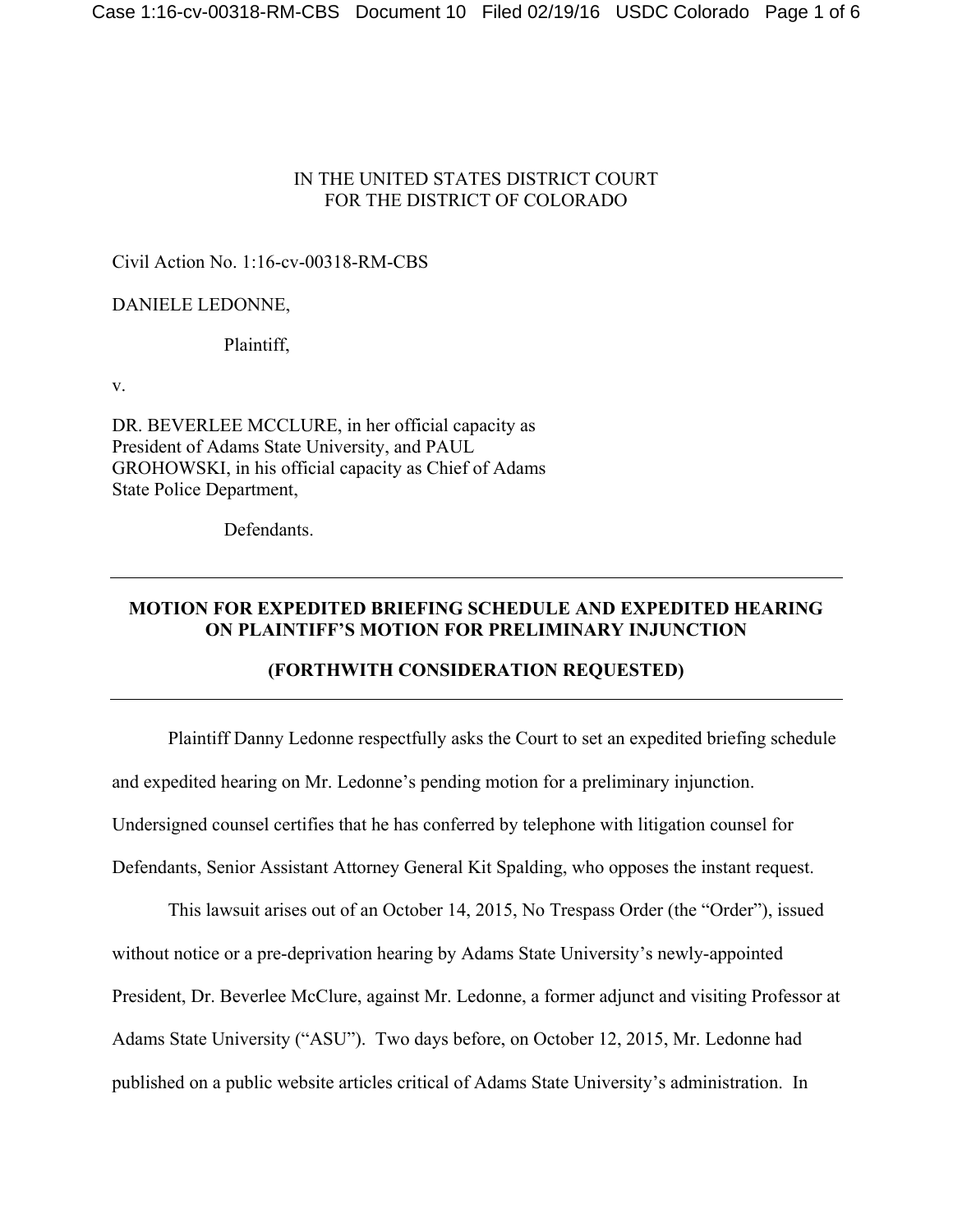IN THE UNITED STATES DISTRICT COURT
FOR THE DISTRICT OF COLORADO

Civil Action No. 1:16-cv-00318-RM-CBS

DANIELE LEDONNE,

Plaintiff,

v.

DR. BEVERLEE MCCLURE, in her official capacity as President of Adams State University, and PAUL GROHOWSKI, in his official capacity as Chief of Adams State Police Department,

Defendants.

---

**MOTION FOR EXPEDITED BRIEFING SCHEDULE AND EXPEDITED HEARING ON PLAINTIFF'S MOTION FOR PRELIMINARY INJUNCTION**

**(FORTHWITH CONSIDERATION REQUESTED)**

---

Plaintiff Danny Ledonne respectfully asks the Court to set an expedited briefing schedule and expedited hearing on Mr. Ledonne's pending motion for a preliminary injunction. Undersigned counsel certifies that he has conferred by telephone with litigation counsel for Defendants, Senior Assistant Attorney General Kit Spalding, who opposes the instant request.

This lawsuit arises out of an October 14, 2015, No Trespass Order (the "Order"), issued without notice or a pre-deprivation hearing by Adams State University's newly-appointed President, Dr. Beverlee McClure, against Mr. Ledonne, a former adjunct and visiting Professor at Adams State University ("ASU"). Two days before, on October 12, 2015, Mr. Ledonne had published on a public website articles critical of Adams State University's administration. In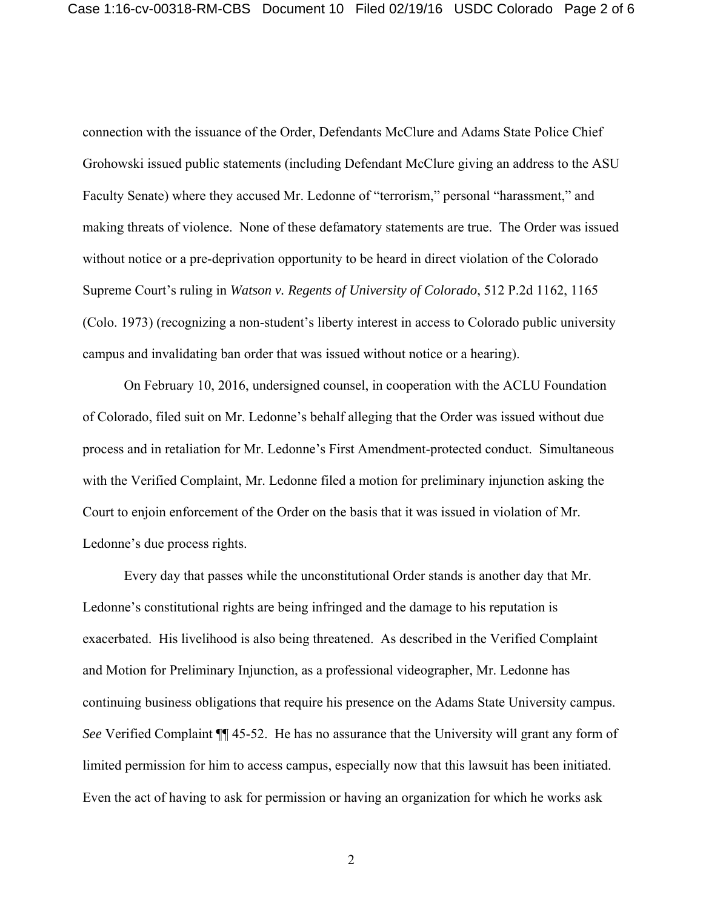connection with the issuance of the Order, Defendants McClure and Adams State Police Chief Grohowski issued public statements (including Defendant McClure giving an address to the ASU Faculty Senate) where they accused Mr. Ledonne of "terrorism," personal "harassment," and making threats of violence. None of these defamatory statements are true. The Order was issued without notice or a pre-deprivation opportunity to be heard in direct violation of the Colorado Supreme Court's ruling in *Watson v. Regents of University of Colorado*, 512 P.2d 1162, 1165 (Colo. 1973) (recognizing a non-student's liberty interest in access to Colorado public university campus and invalidating ban order that was issued without notice or a hearing).

On February 10, 2016, undersigned counsel, in cooperation with the ACLU Foundation of Colorado, filed suit on Mr. Ledonne's behalf alleging that the Order was issued without due process and in retaliation for Mr. Ledonne's First Amendment-protected conduct. Simultaneous with the Verified Complaint, Mr. Ledonne filed a motion for preliminary injunction asking the Court to enjoin enforcement of the Order on the basis that it was issued in violation of Mr. Ledonne's due process rights.

Every day that passes while the unconstitutional Order stands is another day that Mr. Ledonne's constitutional rights are being infringed and the damage to his reputation is exacerbated. His livelihood is also being threatened. As described in the Verified Complaint and Motion for Preliminary Injunction, as a professional videographer, Mr. Ledonne has continuing business obligations that require his presence on the Adams State University campus. *See* Verified Complaint ¶¶ 45-52. He has no assurance that the University will grant any form of limited permission for him to access campus, especially now that this lawsuit has been initiated. Even the act of having to ask for permission or having an organization for which he works ask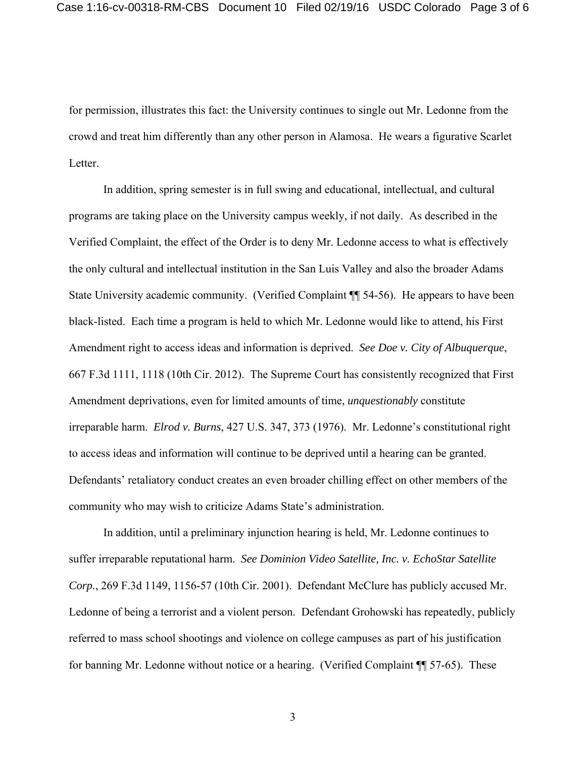for permission, illustrates this fact: the University continues to single out Mr. Ledonne from the crowd and treat him differently than any other person in Alamosa. He wears a figurative Scarlet Letter.

In addition, spring semester is in full swing and educational, intellectual, and cultural programs are taking place on the University campus weekly, if not daily. As described in the Verified Complaint, the effect of the Order is to deny Mr. Ledonne access to what is effectively the only cultural and intellectual institution in the San Luis Valley and also the broader Adams State University academic community. (Verified Complaint ¶¶ 54-56). He appears to have been black-listed. Each time a program is held to which Mr. Ledonne would like to attend, his First Amendment right to access ideas and information is deprived. *See Doe v. City of Albuquerque*, 667 F.3d 1111, 1118 (10th Cir. 2012). The Supreme Court has consistently recognized that First Amendment deprivations, even for limited amounts of time, *unquestionably* constitute irreparable harm. *Elrod v. Burns*, 427 U.S. 347, 373 (1976). Mr. Ledonne's constitutional right to access ideas and information will continue to be deprived until a hearing can be granted. Defendants' retaliatory conduct creates an even broader chilling effect on other members of the community who may wish to criticize Adams State's administration.

In addition, until a preliminary injunction hearing is held, Mr. Ledonne continues to suffer irreparable reputational harm. *See Dominion Video Satellite, Inc. v. EchoStar Satellite Corp.*, 269 F.3d 1149, 1156-57 (10th Cir. 2001). Defendant McClure has publicly accused Mr. Ledonne of being a terrorist and a violent person. Defendant Grohowski has repeatedly, publicly referred to mass school shootings and violence on college campuses as part of his justification for banning Mr. Ledonne without notice or a hearing. (Verified Complaint ¶¶ 57-65). These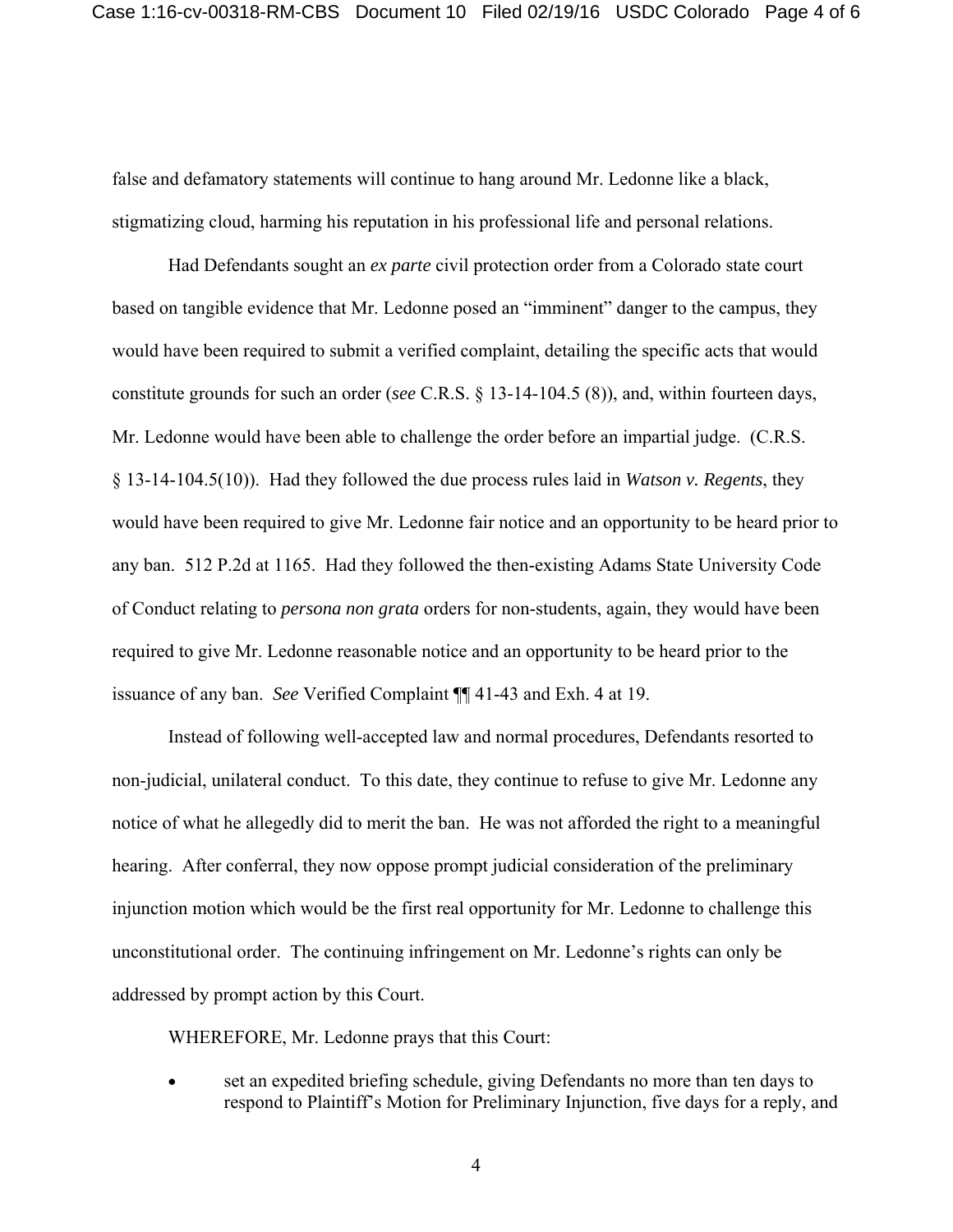false and defamatory statements will continue to hang around Mr. Ledonne like a black, stigmatizing cloud, harming his reputation in his professional life and personal relations.

Had Defendants sought an *ex parte* civil protection order from a Colorado state court based on tangible evidence that Mr. Ledonne posed an "imminent" danger to the campus, they would have been required to submit a verified complaint, detailing the specific acts that would constitute grounds for such an order (*see* C.R.S. § 13-14-104.5 (8)), and, within fourteen days, Mr. Ledonne would have been able to challenge the order before an impartial judge. (C.R.S. § 13-14-104.5(10)). Had they followed the due process rules laid in *Watson v. Regents*, they would have been required to give Mr. Ledonne fair notice and an opportunity to be heard prior to any ban. 512 P.2d at 1165. Had they followed the then-existing Adams State University Code of Conduct relating to *persona non grata* orders for non-students, again, they would have been required to give Mr. Ledonne reasonable notice and an opportunity to be heard prior to the issuance of any ban. *See* Verified Complaint ¶¶ 41-43 and Exh. 4 at 19.

Instead of following well-accepted law and normal procedures, Defendants resorted to non-judicial, unilateral conduct. To this date, they continue to refuse to give Mr. Ledonne any notice of what he allegedly did to merit the ban. He was not afforded the right to a meaningful hearing. After conferral, they now oppose prompt judicial consideration of the preliminary injunction motion which would be the first real opportunity for Mr. Ledonne to challenge this unconstitutional order. The continuing infringement on Mr. Ledonne's rights can only be addressed by prompt action by this Court.

WHEREFORE, Mr. Ledonne prays that this Court:

- set an expedited briefing schedule, giving Defendants no more than ten days to respond to Plaintiff's Motion for Preliminary Injunction, five days for a reply, and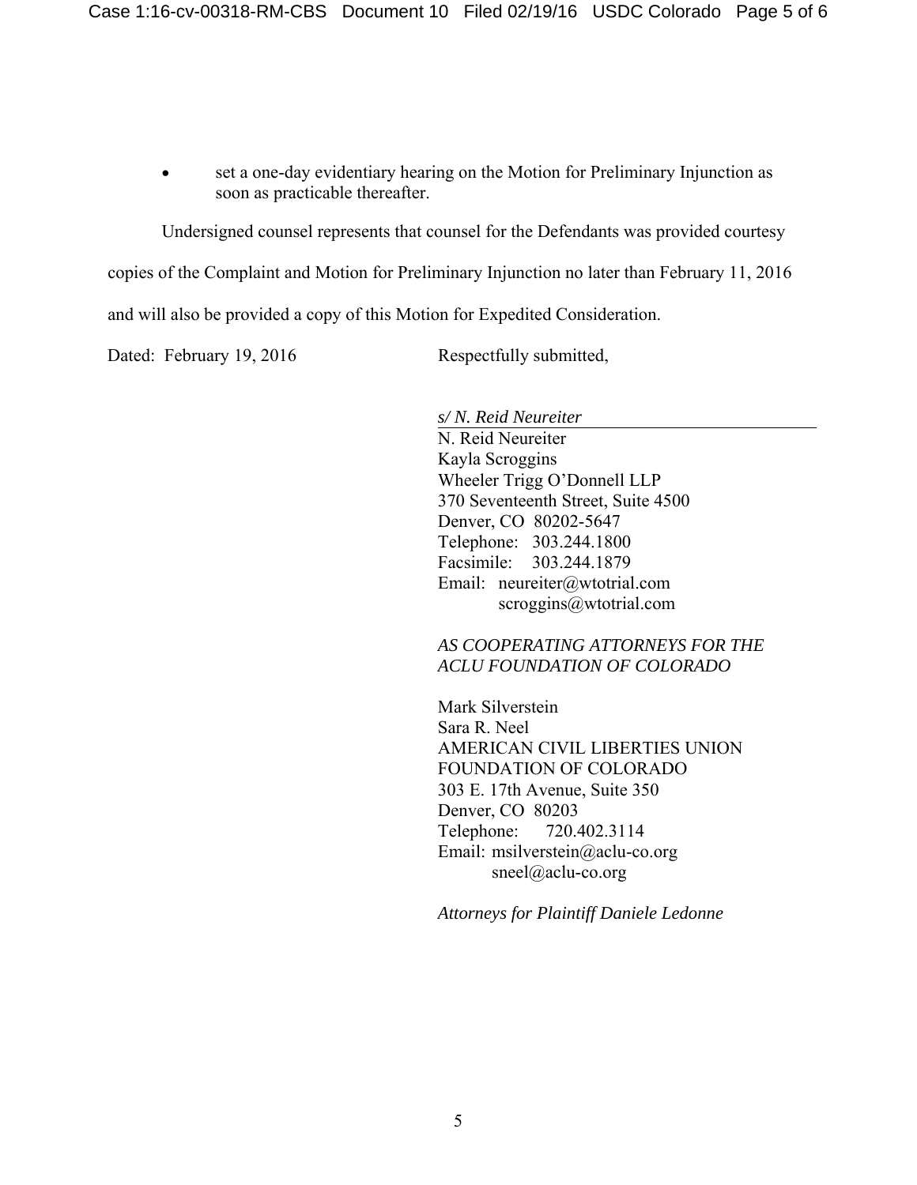- set a one-day evidentiary hearing on the Motion for Preliminary Injunction as soon as practicable thereafter.

Undersigned counsel represents that counsel for the Defendants was provided courtesy copies of the Complaint and Motion for Preliminary Injunction no later than February 11, 2016 and will also be provided a copy of this Motion for Expedited Consideration.

Dated: February 19, 2016

Respectfully submitted,

*s/ N. Reid Neureiter*
N. Reid Neureiter
Kayla Scroggins
Wheeler Trigg O'Donnell LLP
370 Seventeenth Street, Suite 4500
Denver, CO 80202-5647
Telephone: 303.244.1800
Facsimile: 303.244.1879
Email: neureiter@wtotrial.com
scroggins@wtotrial.com

*AS COOPERATING ATTORNEYS FOR THE ACLU FOUNDATION OF COLORADO*

Mark Silverstein
Sara R. Neel
AMERICAN CIVIL LIBERTIES UNION FOUNDATION OF COLORADO
303 E. 17th Avenue, Suite 350
Denver, CO 80203
Telephone: 720.402.3114
Email: msilverstein@aclu-co.org
sneel@aclu-co.org

*Attorneys for Plaintiff Daniele Ledonne*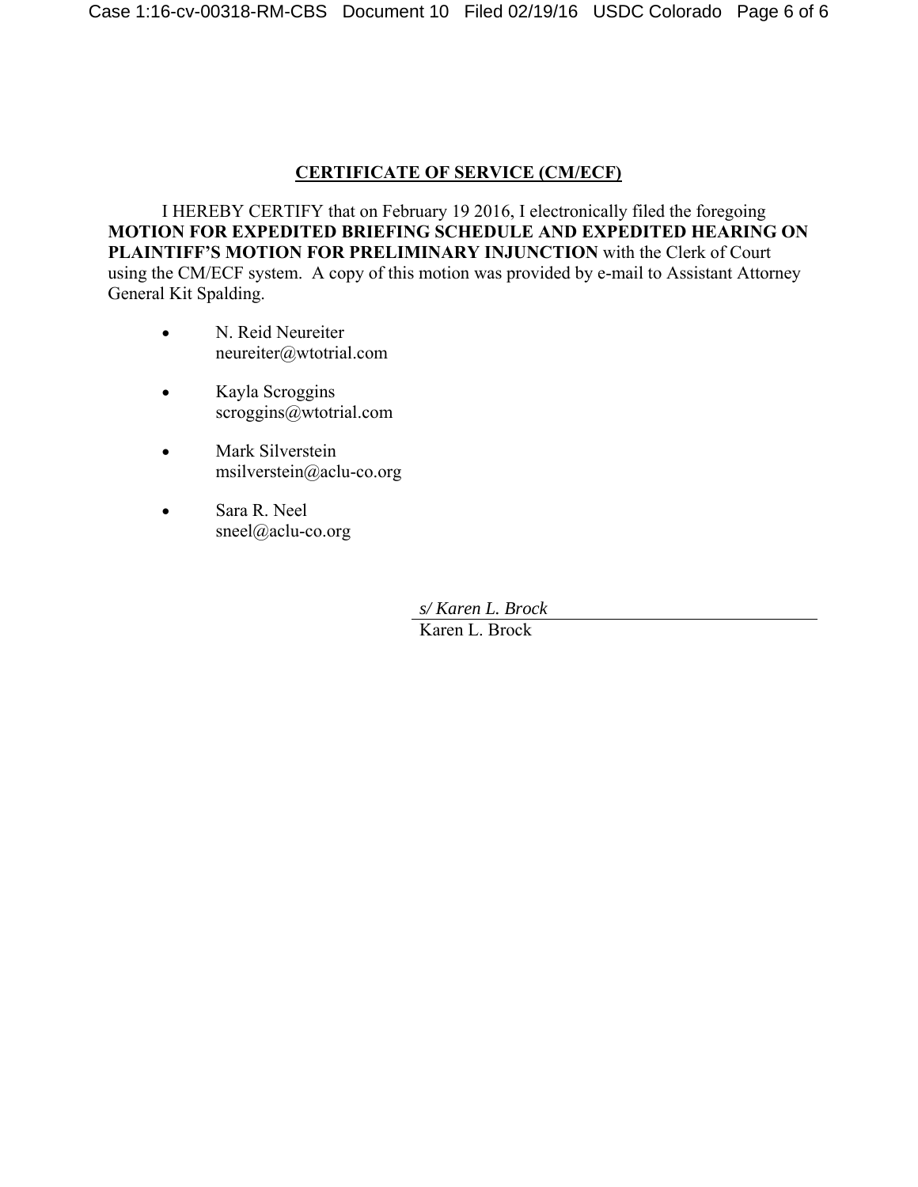**CERTIFICATE OF SERVICE (CM/ECF)**

I HEREBY CERTIFY that on February 19 2016, I electronically filed the foregoing **MOTION FOR EXPEDITED BRIEFING SCHEDULE AND EXPEDITED HEARING ON PLAINTIFF'S MOTION FOR PRELIMINARY INJUNCTION** with the Clerk of Court using the CM/ECF system. A copy of this motion was provided by e-mail to Assistant Attorney General Kit Spalding.

- N. Reid Neureiter
  neureiter@wtotrial.com

- Kayla Scroggins
  scroggins@wtotrial.com

- Mark Silverstein
  msilverstein@aclu-co.org

- Sara R. Neel
  sneel@aclu-co.org

*s/ Karen L. Brock*
Karen L. Brock